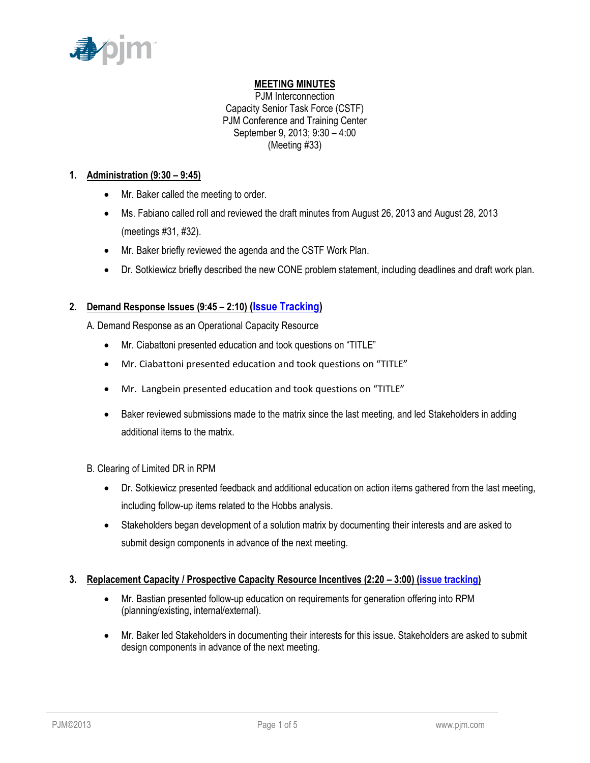**MEETING MINUTES**

PJM Interconnection
Capacity Senior Task Force (CSTF)
PJM Conference and Training Center
September 9, 2013; 9:30 – 4:00
(Meeting #33)

1. **Administration (9:30 – 9:45)**
   - Mr. Baker called the meeting to order.
   - Ms. Fabiano called roll and reviewed the draft minutes from August 26, 2013 and August 28, 2013 (meetings #31, #32).
   - Mr. Baker briefly reviewed the agenda and the CSTF Work Plan.
   - Dr. Sotkiewicz briefly described the new CONE problem statement, including deadlines and draft work plan.

2. **Demand Response Issues (9:45 – 2:10) (Issue Tracking)**

   A. Demand Response as an Operational Capacity Resource
   - Mr. Ciabattoni presented education and took questions on "TITLE"
   - Mr. Ciabattoni presented education and took questions on "TITLE"
   - Mr. Langbein presented education and took questions on "TITLE"
   - Baker reviewed submissions made to the matrix since the last meeting, and led Stakeholders in adding additional items to the matrix.

   B. Clearing of Limited DR in RPM
   - Dr. Sotkiewicz presented feedback and additional education on action items gathered from the last meeting, including follow-up items related to the Hobbs analysis.
   - Stakeholders began development of a solution matrix by documenting their interests and are asked to submit design components in advance of the next meeting.

3. **Replacement Capacity / Prospective Capacity Resource Incentives (2:20 – 3:00) (issue tracking)**
   - Mr. Bastian presented follow-up education on requirements for generation offering into RPM (planning/existing, internal/external).
   - Mr. Baker led Stakeholders in documenting their interests for this issue. Stakeholders are asked to submit design components in advance of the next meeting.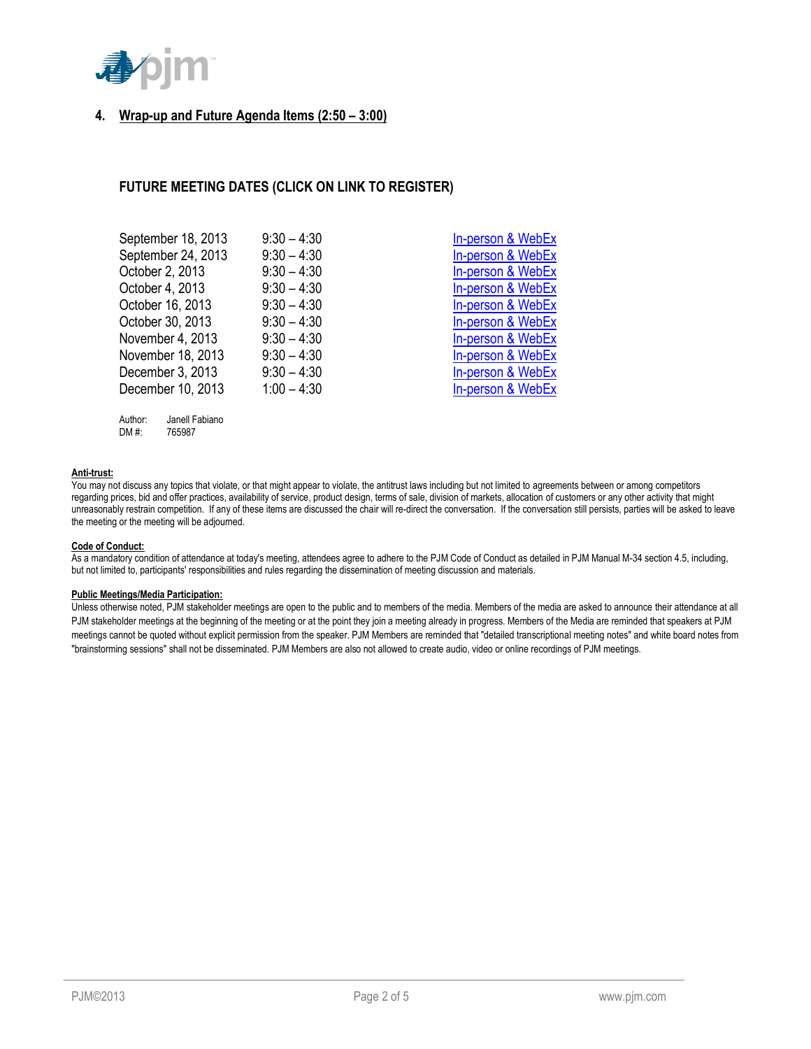## 4. Wrap-up and Future Agenda Items (2:50 – 3:00)

### FUTURE MEETING DATES (CLICK ON LINK TO REGISTER)

| | | |
|---|---|---|
| September 18, 2013 | 9:30 – 4:30 | In-person & WebEx |
| September 24, 2013 | 9:30 – 4:30 | In-person & WebEx |
| October 2, 2013 | 9:30 – 4:30 | In-person & WebEx |
| October 4, 2013 | 9:30 – 4:30 | In-person & WebEx |
| October 16, 2013 | 9:30 – 4:30 | In-person & WebEx |
| October 30, 2013 | 9:30 – 4:30 | In-person & WebEx |
| November 4, 2013 | 9:30 – 4:30 | In-person & WebEx |
| November 18, 2013 | 9:30 – 4:30 | In-person & WebEx |
| December 3, 2013 | 9:30 – 4:30 | In-person & WebEx |
| December 10, 2013 | 1:00 – 4:30 | In-person & WebEx |

Author: Janell Fabiano
DM #: 765987

**Anti-trust:**
You may not discuss any topics that violate, or that might appear to violate, the antitrust laws including but not limited to agreements between or among competitors regarding prices, bid and offer practices, availability of service, product design, terms of sale, division of markets, allocation of customers or any other activity that might unreasonably restrain competition. If any of these items are discussed the chair will re-direct the conversation. If the conversation still persists, parties will be asked to leave the meeting or the meeting will be adjourned.

**Code of Conduct:**
As a mandatory condition of attendance at today's meeting, attendees agree to adhere to the PJM Code of Conduct as detailed in PJM Manual M-34 section 4.5, including, but not limited to, participants' responsibilities and rules regarding the dissemination of meeting discussion and materials.

**Public Meetings/Media Participation:**
Unless otherwise noted, PJM stakeholder meetings are open to the public and to members of the media. Members of the media are asked to announce their attendance at all PJM stakeholder meetings at the beginning of the meeting or at the point they join a meeting already in progress. Members of the Media are reminded that speakers at PJM meetings cannot be quoted without explicit permission from the speaker. PJM Members are reminded that "detailed transcriptional meeting notes" and white board notes from "brainstorming sessions" shall not be disseminated. PJM Members are also not allowed to create audio, video or online recordings of PJM meetings.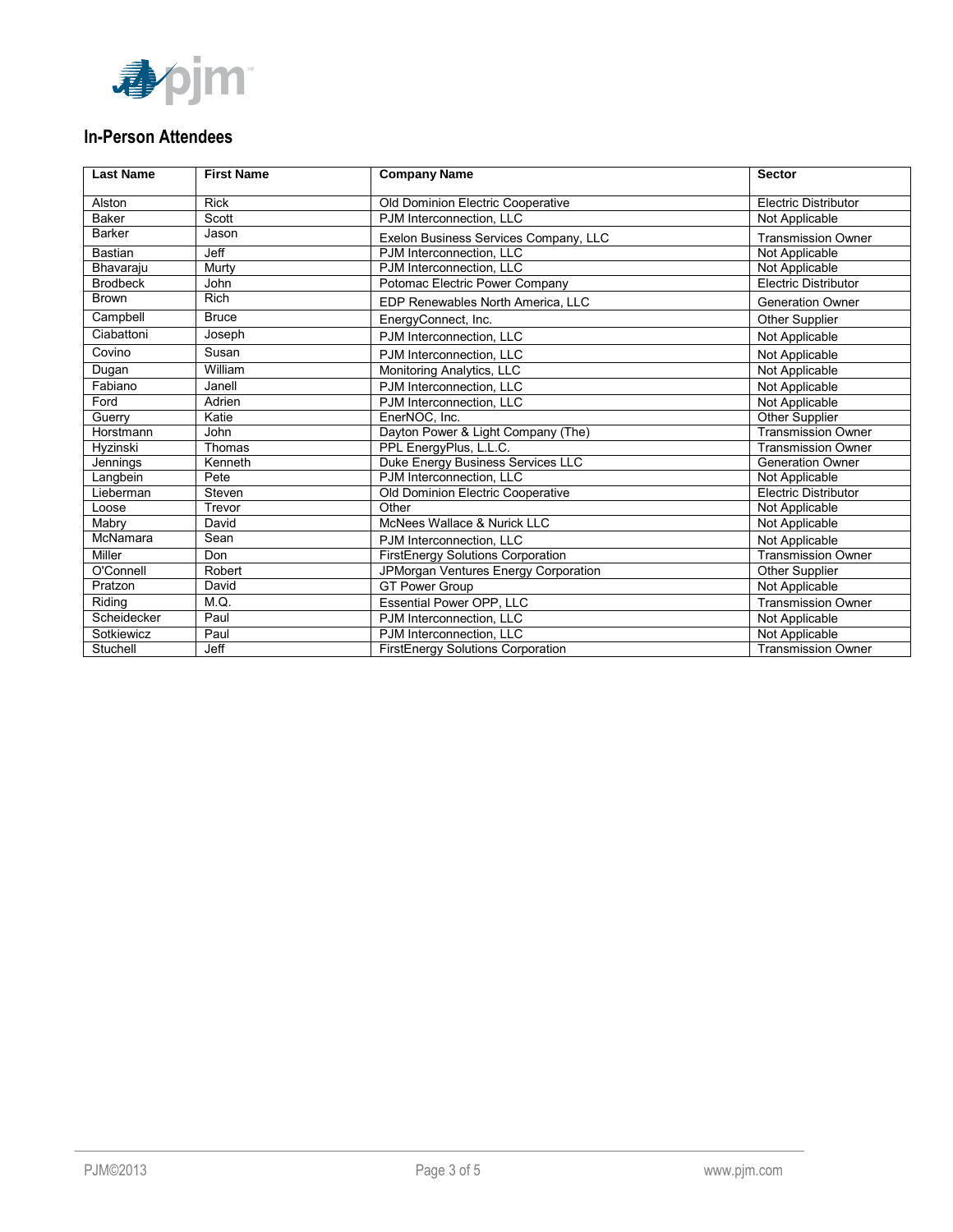## In-Person Attendees

| Last Name | First Name | Company Name | Sector |
|---|---|---|---|
| Alston | Rick | Old Dominion Electric Cooperative | Electric Distributor |
| Baker | Scott | PJM Interconnection, LLC | Not Applicable |
| Barker | Jason | Exelon Business Services Company, LLC | Transmission Owner |
| Bastian | Jeff | PJM Interconnection, LLC | Not Applicable |
| Bhavaraju | Murty | PJM Interconnection, LLC | Not Applicable |
| Brodbeck | John | Potomac Electric Power Company | Electric Distributor |
| Brown | Rich | EDP Renewables North America, LLC | Generation Owner |
| Campbell | Bruce | EnergyConnect, Inc. | Other Supplier |
| Ciabattoni | Joseph | PJM Interconnection, LLC | Not Applicable |
| Covino | Susan | PJM Interconnection, LLC | Not Applicable |
| Dugan | William | Monitoring Analytics, LLC | Not Applicable |
| Fabiano | Janell | PJM Interconnection, LLC | Not Applicable |
| Ford | Adrien | PJM Interconnection, LLC | Not Applicable |
| Guerry | Katie | EnerNOC, Inc. | Other Supplier |
| Horstmann | John | Dayton Power & Light Company (The) | Transmission Owner |
| Hyzinski | Thomas | PPL EnergyPlus, L.L.C. | Transmission Owner |
| Jennings | Kenneth | Duke Energy Business Services LLC | Generation Owner |
| Langbein | Pete | PJM Interconnection, LLC | Not Applicable |
| Lieberman | Steven | Old Dominion Electric Cooperative | Electric Distributor |
| Loose | Trevor | Other | Not Applicable |
| Mabry | David | McNees Wallace & Nurick LLC | Not Applicable |
| McNamara | Sean | PJM Interconnection, LLC | Not Applicable |
| Miller | Don | FirstEnergy Solutions Corporation | Transmission Owner |
| O'Connell | Robert | JPMorgan Ventures Energy Corporation | Other Supplier |
| Pratzon | David | GT Power Group | Not Applicable |
| Riding | M.Q. | Essential Power OPP, LLC | Transmission Owner |
| Scheidecker | Paul | PJM Interconnection, LLC | Not Applicable |
| Sotkiewicz | Paul | PJM Interconnection, LLC | Not Applicable |
| Stuchell | Jeff | FirstEnergy Solutions Corporation | Transmission Owner |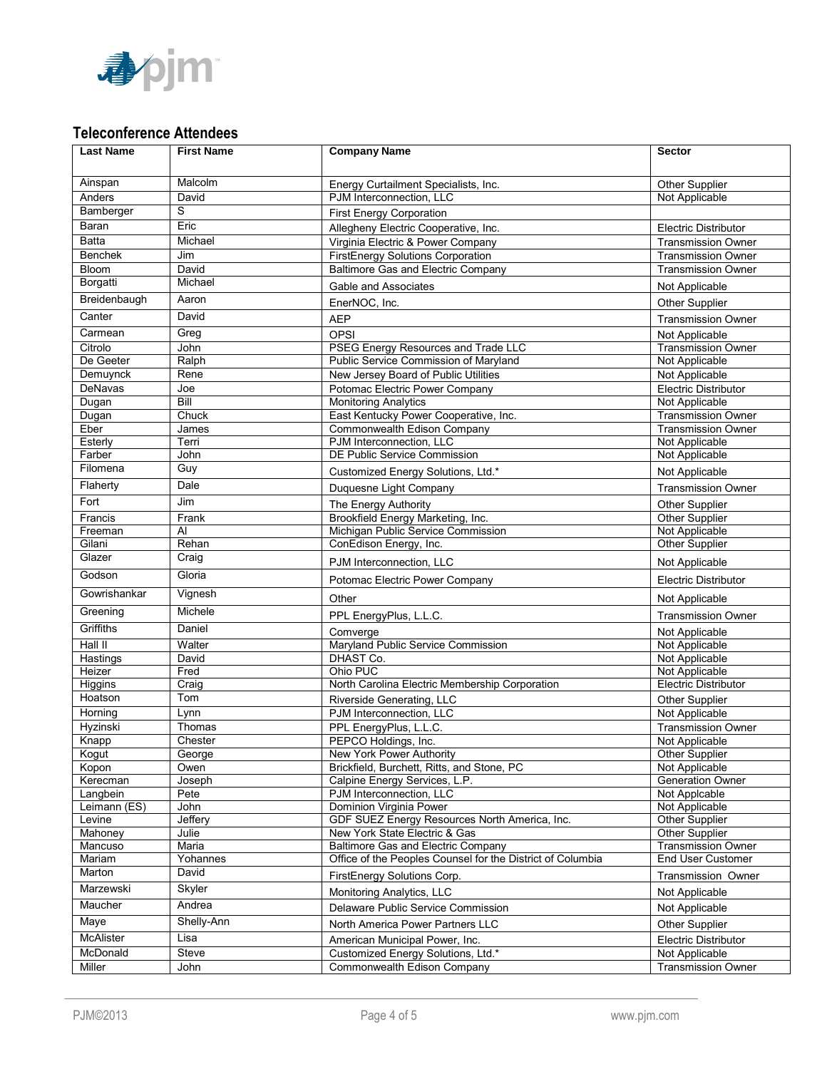## Teleconference Attendees

| Last Name | First Name | Company Name | Sector |
|---|---|---|---|
| Ainspan | Malcolm | Energy Curtailment Specialists, Inc. | Other Supplier |
| Anders | David | PJM Interconnection, LLC | Not Applicable |
| Bamberger | S | First Energy Corporation | |
| Baran | Eric | Allegheny Electric Cooperative, Inc. | Electric Distributor |
| Batta | Michael | Virginia Electric & Power Company | Transmission Owner |
| Benchek | Jim | FirstEnergy Solutions Corporation | Transmission Owner |
| Bloom | David | Baltimore Gas and Electric Company | Transmission Owner |
| Borgatti | Michael | Gable and Associates | Not Applicable |
| Breidenbaugh | Aaron | EnerNOC, Inc. | Other Supplier |
| Canter | David | AEP | Transmission Owner |
| Carmean | Greg | OPSI | Not Applicable |
| Citrolo | John | PSEG Energy Resources and Trade LLC | Transmission Owner |
| De Geeter | Ralph | Public Service Commission of Maryland | Not Applicable |
| Demuynck | Rene | New Jersey Board of Public Utilities | Not Applicable |
| DeNavas | Joe | Potomac Electric Power Company | Electric Distributor |
| Dugan | Bill | Monitoring Analytics | Not Applicable |
| Dugan | Chuck | East Kentucky Power Cooperative, Inc. | Transmission Owner |
| Eber | James | Commonwealth Edison Company | Transmission Owner |
| Esterly | Terri | PJM Interconnection, LLC | Not Applicable |
| Farber | John | DE Public Service Commission | Not Applicable |
| Filomena | Guy | Customized Energy Solutions, Ltd.* | Not Applicable |
| Flaherty | Dale | Duquesne Light Company | Transmission Owner |
| Fort | Jim | The Energy Authority | Other Supplier |
| Francis | Frank | Brookfield Energy Marketing, Inc. | Other Supplier |
| Freeman | Al | Michigan Public Service Commission | Not Applicable |
| Gilani | Rehan | ConEdison Energy, Inc. | Other Supplier |
| Glazer | Craig | PJM Interconnection, LLC | Not Applicable |
| Godson | Gloria | Potomac Electric Power Company | Electric Distributor |
| Gowrishankar | Vignesh | Other | Not Applicable |
| Greening | Michele | PPL EnergyPlus, L.L.C. | Transmission Owner |
| Griffiths | Daniel | Comverge | Not Applicable |
| Hall II | Walter | Maryland Public Service Commission | Not Applicable |
| Hastings | David | DHAST Co. | Not Applicable |
| Heizer | Fred | Ohio PUC | Not Applicable |
| Higgins | Craig | North Carolina Electric Membership Corporation | Electric Distributor |
| Hoatson | Tom | Riverside Generating, LLC | Other Supplier |
| Horning | Lynn | PJM Interconnection, LLC | Not Applicable |
| Hyzinski | Thomas | PPL EnergyPlus, L.L.C. | Transmission Owner |
| Knapp | Chester | PEPCO Holdings, Inc. | Not Applicable |
| Kogut | George | New York Power Authority | Other Supplier |
| Kopon | Owen | Brickfield, Burchett, Ritts, and Stone, PC | Not Applicable |
| Kerecman | Joseph | Calpine Energy Services, L.P. | Generation Owner |
| Langbein | Pete | PJM Interconnection, LLC | Not Applcable |
| Leimann (ES) | John | Dominion Virginia Power | Not Applicable |
| Levine | Jeffery | GDF SUEZ Energy Resources North America, Inc. | Other Supplier |
| Mahoney | Julie | New York State Electric & Gas | Other Supplier |
| Mancuso | Maria | Baltimore Gas and Electric Company | Transmission Owner |
| Mariam | Yohannes | Office of the Peoples Counsel for the District of Columbia | End User Customer |
| Marton | David | FirstEnergy Solutions Corp. | Transmission Owner |
| Marzewski | Skyler | Monitoring Analytics, LLC | Not Applicable |
| Maucher | Andrea | Delaware Public Service Commission | Not Applicable |
| Maye | Shelly-Ann | North America Power Partners LLC | Other Supplier |
| McAlister | Lisa | American Municipal Power, Inc. | Electric Distributor |
| McDonald | Steve | Customized Energy Solutions, Ltd.* | Not Applicable |
| Miller | John | Commonwealth Edison Company | Transmission Owner |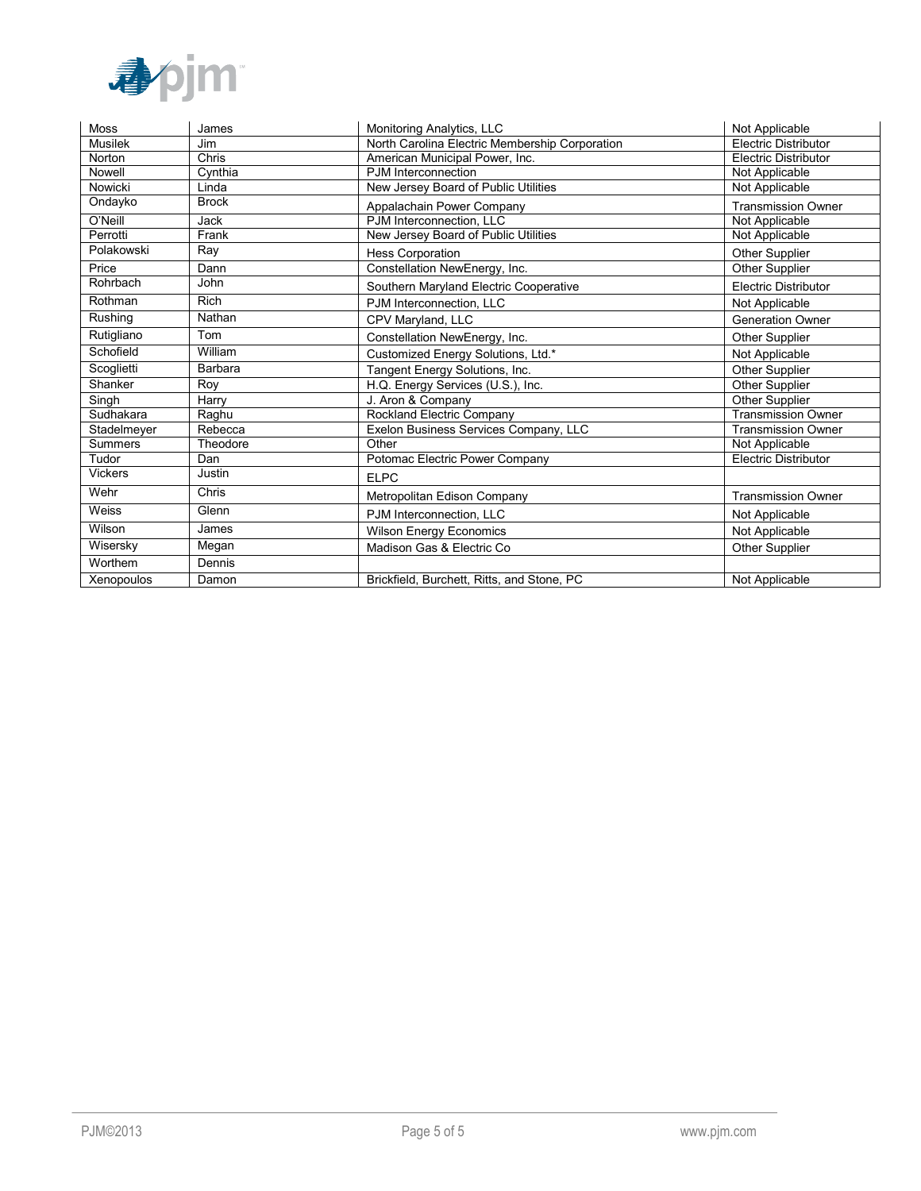| | | | |
|---|---|---|---|
| Moss | James | Monitoring Analytics, LLC | Not Applicable |
| Musilek | Jim | North Carolina Electric Membership Corporation | Electric Distributor |
| Norton | Chris | American Municipal Power, Inc. | Electric Distributor |
| Nowell | Cynthia | PJM Interconnection | Not Applicable |
| Nowicki | Linda | New Jersey Board of Public Utilities | Not Applicable |
| Ondayko | Brock | Appalachain Power Company | Transmission Owner |
| O'Neill | Jack | PJM Interconnection, LLC | Not Applicable |
| Perrotti | Frank | New Jersey Board of Public Utilities | Not Applicable |
| Polakowski | Ray | Hess Corporation | Other Supplier |
| Price | Dann | Constellation NewEnergy, Inc. | Other Supplier |
| Rohrbach | John | Southern Maryland Electric Cooperative | Electric Distributor |
| Rothman | Rich | PJM Interconnection, LLC | Not Applicable |
| Rushing | Nathan | CPV Maryland, LLC | Generation Owner |
| Rutigliano | Tom | Constellation NewEnergy, Inc. | Other Supplier |
| Schofield | William | Customized Energy Solutions, Ltd.* | Not Applicable |
| Scoglietti | Barbara | Tangent Energy Solutions, Inc. | Other Supplier |
| Shanker | Roy | H.Q. Energy Services (U.S.), Inc. | Other Supplier |
| Singh | Harry | J. Aron & Company | Other Supplier |
| Sudhakara | Raghu | Rockland Electric Company | Transmission Owner |
| Stadelmeyer | Rebecca | Exelon Business Services Company, LLC | Transmission Owner |
| Summers | Theodore | Other | Not Applicable |
| Tudor | Dan | Potomac Electric Power Company | Electric Distributor |
| Vickers | Justin | ELPC | |
| Wehr | Chris | Metropolitan Edison Company | Transmission Owner |
| Weiss | Glenn | PJM Interconnection, LLC | Not Applicable |
| Wilson | James | Wilson Energy Economics | Not Applicable |
| Wisersky | Megan | Madison Gas & Electric Co | Other Supplier |
| Worthem | Dennis | | |
| Xenopoulos | Damon | Brickfield, Burchett, Ritts, and Stone, PC | Not Applicable |